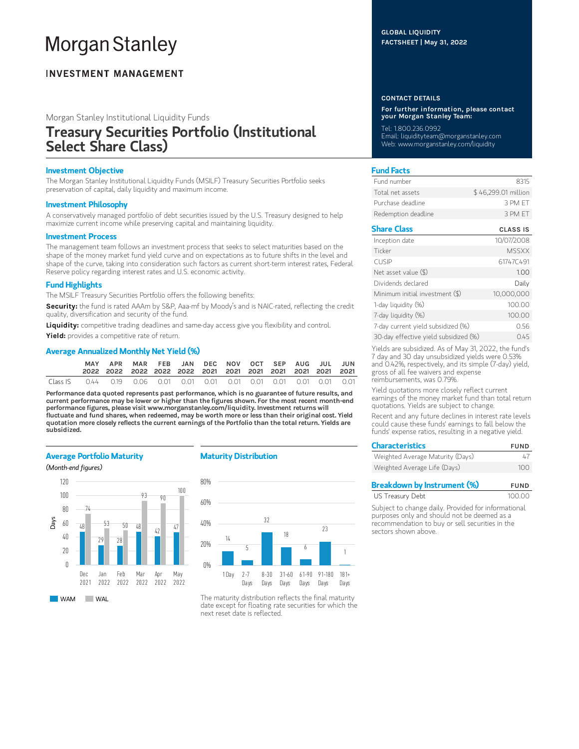# Morgan Stanley

**INVESTMENT MANAGEMENT**

Morgan Stanley Institutional Liquidity Funds

# Treasury Securities Portfolio (Institutional Select Share Class)

**GLOBAL LIQUIDITY FACTSHEET | May 31, 2022**

## Investment Objective

The Morgan Stanley Institutional Liquidity Funds (MSILF) Treasury Securities Portfolio seeks preservation of capital, daily liquidity and maximum income.

## Investment Philosophy

A conservatively managed portfolio of debt securities issued by the U.S. Treasury designed to help maximize current income while preserving capital and maintaining liquidity.

## Investment Process

The management team follows an investment process that seeks to select maturities based on the shape of the money market fund yield curve and on expectations as to future shifts in the level and shape of the curve, taking into consideration such factors as current short-term interest rates, Federal Reserve policy regarding interest rates and U.S. economic activity.

## Fund Highlights

The MSILF Treasury Securities Portfolio offers the following benefits:

**Security:** the fund is rated AAAm by S&P, Aaa-mf by Moody's and is NAIC-rated, reflecting the credit quality, diversification and security of the fund.

**Liquidity:** competitive trading deadlines and same-day access give you flexibility and control.

**Yield:** provides a competitive rate of return.

## Average Annualized Monthly Net Yield (%)

| | MAY 2022 | APR 2022 | MAR 2022 | FEB 2022 | JAN 2022 | DEC 2021 | NOV 2021 | OCT 2021 | SEP 2021 | AUG 2021 | JUL 2021 | JUN 2021 |
|---|---|---|---|---|---|---|---|---|---|---|---|---|
| Class IS | 0.44 | 0.19 | 0.06 | 0.01 | 0.01 | 0.01 | 0.01 | 0.01 | 0.01 | 0.01 | 0.01 | 0.01 |

**Performance data quoted represents past performance, which is no guarantee of future results, and current performance may be lower or higher than the figures shown. For the most recent month-end performance figures, please visit www.morganstanley.com/liquidity. Investment returns will fluctuate and fund shares, when redeemed, may be worth more or less than their original cost. Yield quotation more closely reflects the current earnings of the Portfolio than the total return. Yields are subsidized.**

## Average Portfolio Maturity

*(Month-end figures)*

| Days | Dec 2021 | Jan 2022 | Feb 2022 | Mar 2022 | Apr 2022 | May 2022 |
|---|---|---|---|---|---|---|
| WAM | 48 | 29 | 28 | 48 | 42 | 47 |
| WAL | 74 | 53 | 50 | 93 | 90 | 100 |

## Maturity Distribution

| 1 Day | 2-7 Days | 8-30 Days | 31-60 Days | 61-90 Days | 91-180 Days | 181+ Days |
|---|---|---|---|---|---|---|
| 14 | 5 | 32 | 18 | 6 | 23 | 1 |

The maturity distribution reflects the final maturity date except for floating rate securities for which the next reset date is reflected.

## CONTACT DETAILS

**For further information, please contact your Morgan Stanley Team:**

Tel: 1.800.236.0992
Email: liquidityteam@morganstanley.com
Web: www.morganstanley.com/liquidity

## Fund Facts

| | |
|---|---|
| Fund number | 8315 |
| Total net assets | $ 46,299.01 million |
| Purchase deadline | 3 PM ET |
| Redemption deadline | 3 PM ET |

## Share Class

| | CLASS IS |
|---|---|
| Inception date | 10/07/2008 |
| Ticker | MSSXX |
| CUSIP | 61747C491 |
| Net asset value ($) | 1.00 |
| Dividends declared | Daily |
| Minimum initial investment ($) | 10,000,000 |
| 1-day liquidity (%) | 100.00 |
| 7-day liquidity (%) | 100.00 |
| 7-day current yield subsidized (%) | 0.56 |
| 30-day effective yield subsidized (%) | 0.45 |

Yields are subsidized. As of May 31, 2022, the fund's 7 day and 30 day unsubsidized yields were 0.53% and 0.42%, respectively, and its simple (7-day) yield, gross of all fee waivers and expense reimbursements, was 0.79%.

Yield quotations more closely reflect current earnings of the money market fund than total return quotations. Yields are subject to change.

Recent and any future declines in interest rate levels could cause these funds' earnings to fall below the funds' expense ratios, resulting in a negative yield.

## Characteristics

| | FUND |
|---|---|
| Weighted Average Maturity (Days) | 47 |
| Weighted Average Life (Days) | 100 |

## Breakdown by Instrument (%)

| | FUND |
|---|---|
| US Treasury Debt | 100.00 |

Subject to change daily. Provided for informational purposes only and should not be deemed as a recommendation to buy or sell securities in the sectors shown above.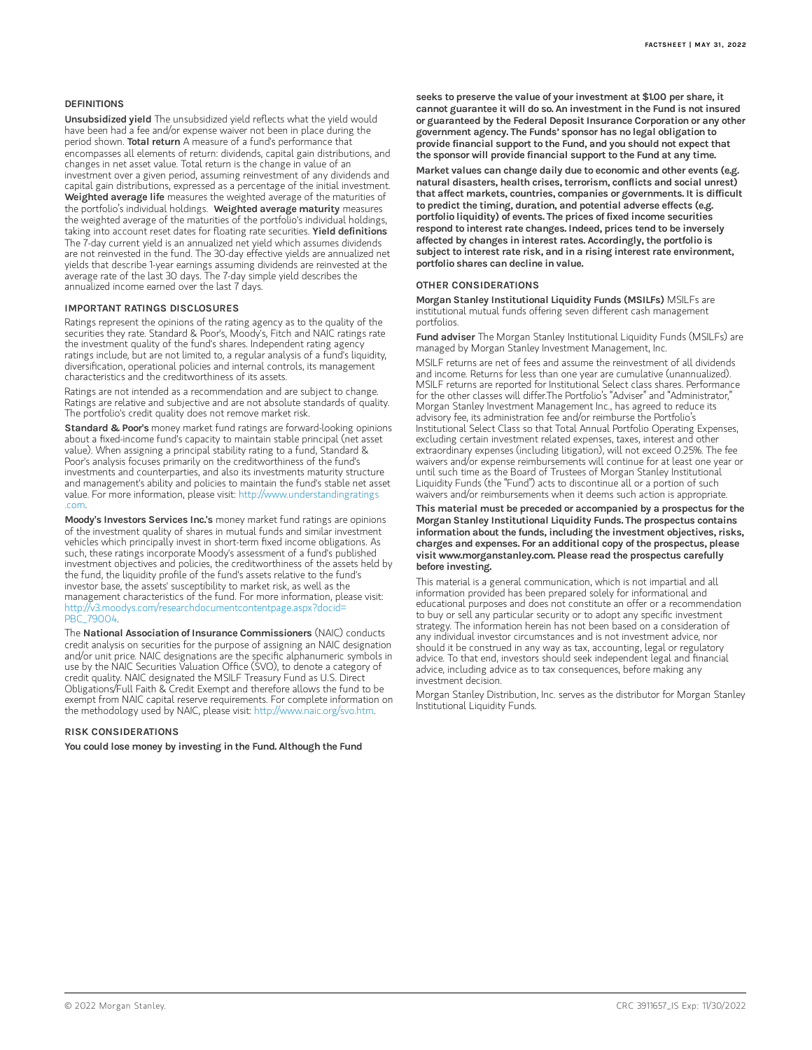## DEFINITIONS

**Unsubsidized yield** The unsubsidized yield reflects what the yield would have been had a fee and/or expense waiver not been in place during the period shown. **Total return** A measure of a fund's performance that encompasses all elements of return: dividends, capital gain distributions, and changes in net asset value. Total return is the change in value of an investment over a given period, assuming reinvestment of any dividends and capital gain distributions, expressed as a percentage of the initial investment. **Weighted average life** measures the weighted average of the maturities of the portfolio's individual holdings. **Weighted average maturity** measures the weighted average of the maturities of the portfolio's individual holdings, taking into account reset dates for floating rate securities. **Yield definitions** The 7-day current yield is an annualized net yield which assumes dividends are not reinvested in the fund. The 30-day effective yields are annualized net yields that describe 1-year earnings assuming dividends are reinvested at the average rate of the last 30 days. The 7-day simple yield describes the annualized income earned over the last 7 days.

## IMPORTANT RATINGS DISCLOSURES

Ratings represent the opinions of the rating agency as to the quality of the securities they rate. Standard & Poor's, Moody's, Fitch and NAIC ratings rate the investment quality of the fund's shares. Independent rating agency ratings include, but are not limited to, a regular analysis of a fund's liquidity, diversification, operational policies and internal controls, its management characteristics and the creditworthiness of its assets.

Ratings are not intended as a recommendation and are subject to change. Ratings are relative and subjective and are not absolute standards of quality. The portfolio's credit quality does not remove market risk.

**Standard & Poor's** money market fund ratings are forward-looking opinions about a fixed-income fund's capacity to maintain stable principal (net asset value). When assigning a principal stability rating to a fund, Standard & Poor's analysis focuses primarily on the creditworthiness of the fund's investments and counterparties, and also its investments maturity structure and management's ability and policies to maintain the fund's stable net asset value. For more information, please visit: http://www.understandingratings.com.

**Moody's Investors Services Inc.'s** money market fund ratings are opinions of the investment quality of shares in mutual funds and similar investment vehicles which principally invest in short-term fixed income obligations. As such, these ratings incorporate Moody's assessment of a fund's published investment objectives and policies, the creditworthiness of the assets held by the fund, the liquidity profile of the fund's assets relative to the fund's investor base, the assets' susceptibility to market risk, as well as the management characteristics of the fund. For more information, please visit: http://v3.moodys.com/researchdocumentcontentpage.aspx?docid=PBC_79004.

The **National Association of Insurance Commissioners** (NAIC) conducts credit analysis on securities for the purpose of assigning an NAIC designation and/or unit price. NAIC designations are the specific alphanumeric symbols in use by the NAIC Securities Valuation Office (SVO), to denote a category of credit quality. NAIC designated the MSILF Treasury Fund as U.S. Direct Obligations/Full Faith & Credit Exempt and therefore allows the fund to be exempt from NAIC capital reserve requirements. For complete information on the methodology used by NAIC, please visit: http://www.naic.org/svo.htm.

## RISK CONSIDERATIONS

**You could lose money by investing in the Fund. Although the Fund seeks to preserve the value of your investment at $1.00 per share, it cannot guarantee it will do so. An investment in the Fund is not insured or guaranteed by the Federal Deposit Insurance Corporation or any other government agency. The Funds' sponsor has no legal obligation to provide financial support to the Fund, and you should not expect that the sponsor will provide financial support to the Fund at any time.**

**Market values can change daily due to economic and other events (e.g. natural disasters, health crises, terrorism, conflicts and social unrest) that affect markets, countries, companies or governments. It is difficult to predict the timing, duration, and potential adverse effects (e.g. portfolio liquidity) of events. The prices of fixed income securities respond to interest rate changes. Indeed, prices tend to be inversely affected by changes in interest rates. Accordingly, the portfolio is subject to interest rate risk, and in a rising interest rate environment, portfolio shares can decline in value.**

## OTHER CONSIDERATIONS

**Morgan Stanley Institutional Liquidity Funds (MSILFs)** MSILFs are institutional mutual funds offering seven different cash management portfolios.

**Fund adviser** The Morgan Stanley Institutional Liquidity Funds (MSILFs) are managed by Morgan Stanley Investment Management, Inc.

MSILF returns are net of fees and assume the reinvestment of all dividends and income. Returns for less than one year are cumulative (unannualized). MSILF returns are reported for Institutional Select class shares. Performance for the other classes will differ.The Portfolio's "Adviser" and "Administrator," Morgan Stanley Investment Management Inc., has agreed to reduce its advisory fee, its administration fee and/or reimburse the Portfolio's Institutional Select Class so that Total Annual Portfolio Operating Expenses, excluding certain investment related expenses, taxes, interest and other extraordinary expenses (including litigation), will not exceed 0.25%. The fee waivers and/or expense reimbursements will continue for at least one year or until such time as the Board of Trustees of Morgan Stanley Institutional Liquidity Funds (the "Fund") acts to discontinue all or a portion of such waivers and/or reimbursements when it deems such action is appropriate.

**This material must be preceded or accompanied by a prospectus for the Morgan Stanley Institutional Liquidity Funds. The prospectus contains information about the funds, including the investment objectives, risks, charges and expenses. For an additional copy of the prospectus, please visit www.morganstanley.com. Please read the prospectus carefully before investing.**

This material is a general communication, which is not impartial and all information provided has been prepared solely for informational and educational purposes and does not constitute an offer or a recommendation to buy or sell any particular security or to adopt any specific investment strategy. The information herein has not been based on a consideration of any individual investor circumstances and is not investment advice, nor should it be construed in any way as tax, accounting, legal or regulatory advice. To that end, investors should seek independent legal and financial advice, including advice as to tax consequences, before making any investment decision.

Morgan Stanley Distribution, Inc. serves as the distributor for Morgan Stanley Institutional Liquidity Funds.

© 2022 Morgan Stanley. CRC 3911657_IS Exp: 11/30/2022